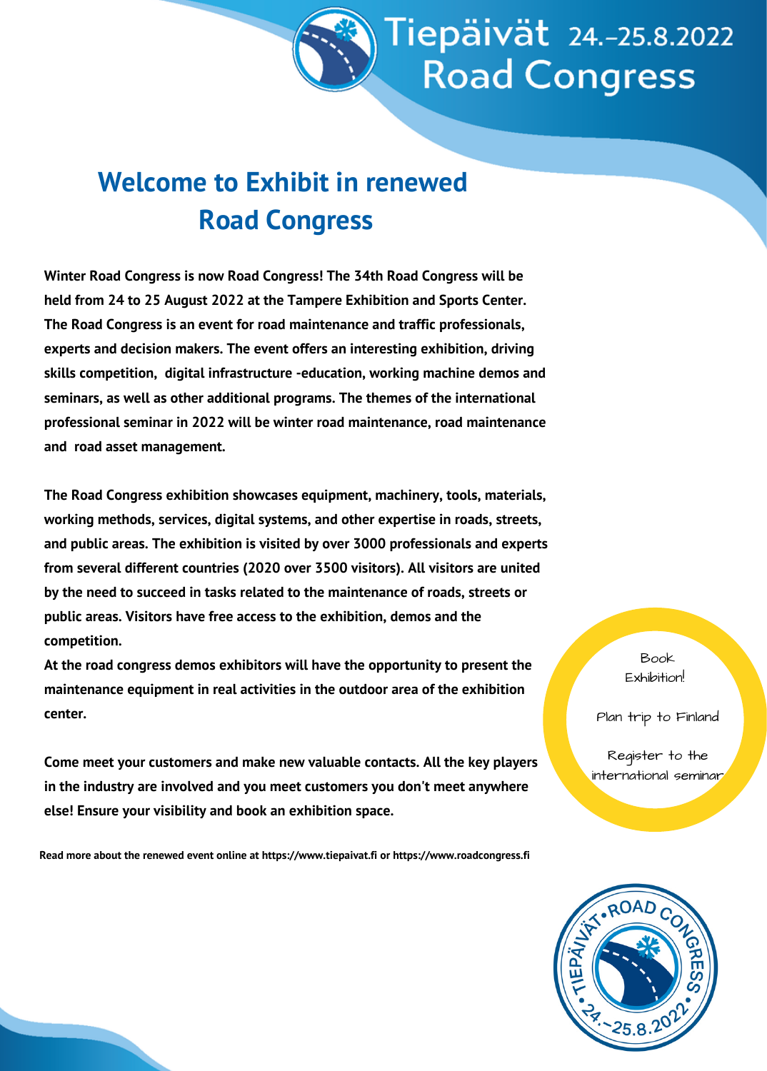# Tiepäivät 24.–25.8.2022 Road Congress

## Welcome to Exhibit in renewed Road Congress

**Winter Road Congress is now Road Congress! The 34th Road Congress will be held from 24 to 25 August 2022 at the Tampere Exhibition and Sports Center. The Road Congress is an event for road maintenance and traffic professionals, experts and decision makers. The event offers an interesting exhibition, driving skills competition, digital infrastructure -education, working machine demos and seminars, as well as other additional programs. The themes of the international professional seminar in 2022 will be winter road maintenance, road maintenance and road asset management.**

**The Road Congress exhibition showcases equipment, machinery, tools, materials, working methods, services, digital systems, and other expertise in roads, streets, and public areas. The exhibition is visited by over 3000 professionals and experts from several different countries (2020 over 3500 visitors). All visitors are united by the need to succeed in tasks related to the maintenance of roads, streets or public areas. Visitors have free access to the exhibition, demos and the competition.**

**At the road congress demos exhibitors will have the opportunity to present the maintenance equipment in real activities in the outdoor area of the exhibition center.**

**Come meet your customers and make new valuable contacts. All the key players in the industry are involved and you meet customers you don't meet anywhere else! Ensure your visibility and book an exhibition space.**

Book Exhibition!

Plan trip to Finland

Register to the international seminar

**Read more about the renewed event online at https://www.tiepaivat.fi or https://www.roadcongress.fi**

TIEPÄIVÄT • ROAD CONGRESS • 24.–25.8.2022 •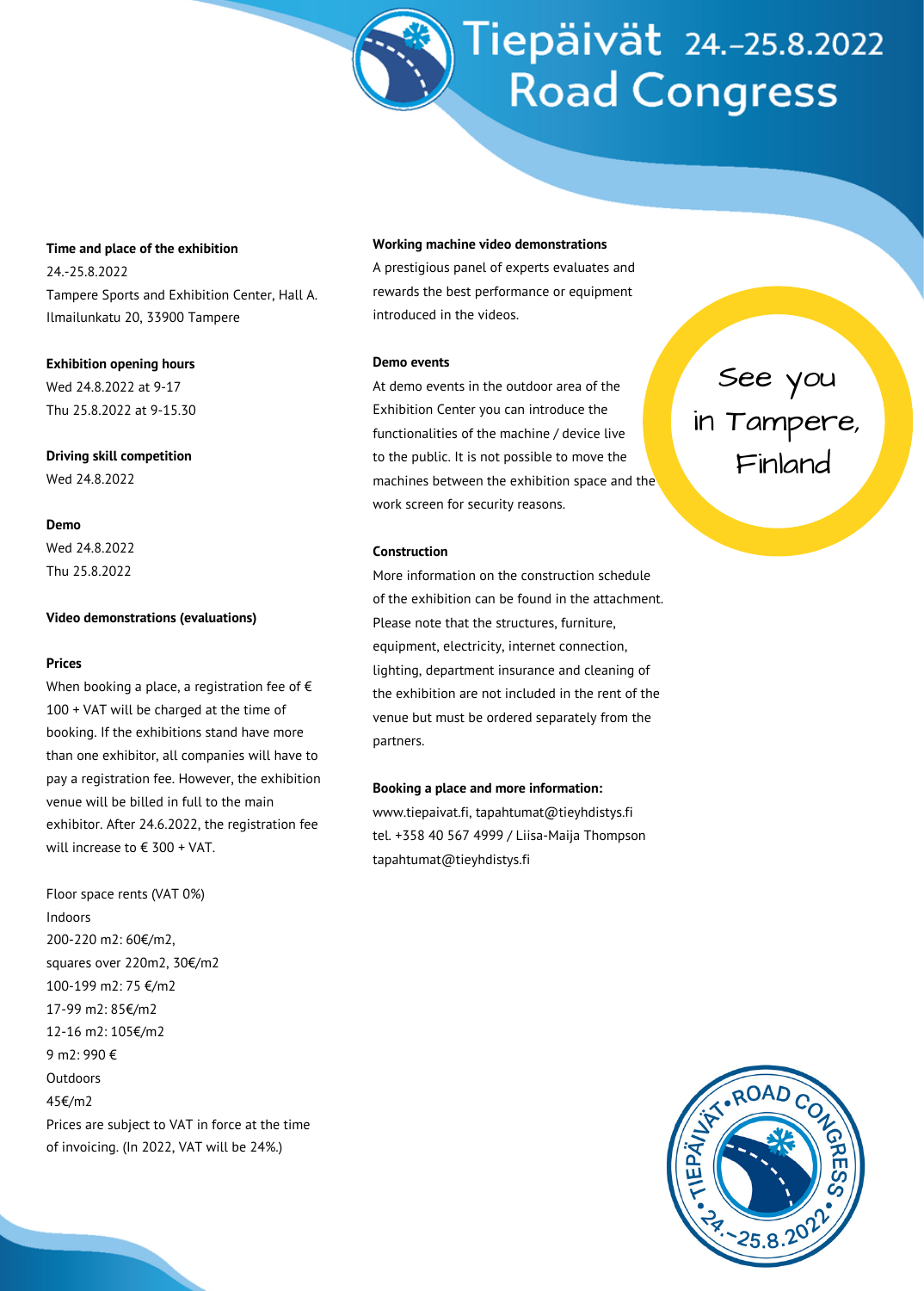# Tiepäivät 24.–25.8.2022 Road Congress

**Time and place of the exhibition**
24.-25.8.2022
Tampere Sports and Exhibition Center, Hall A.
Ilmailunkatu 20, 33900 Tampere

**Exhibition opening hours**
Wed 24.8.2022 at 9-17
Thu 25.8.2022 at 9-15.30

**Driving skill competition**
Wed 24.8.2022

**Demo**
Wed 24.8.2022
Thu 25.8.2022

**Video demonstrations (evaluations)**

**Prices**
When booking a place, a registration fee of € 100 + VAT will be charged at the time of booking. If the exhibitions stand have more than one exhibitor, all companies will have to pay a registration fee. However, the exhibition venue will be billed in full to the main exhibitor. After 24.6.2022, the registration fee will increase to € 300 + VAT.

Floor space rents (VAT 0%)
Indoors
200-220 m2: 60€/m2,
squares over 220m2, 30€/m2
100-199 m2: 75 €/m2
17-99 m2: 85€/m2
12-16 m2: 105€/m2
9 m2: 990 €
Outdoors
45€/m2
Prices are subject to VAT in force at the time of invoicing. (In 2022, VAT will be 24%.)

**Working machine video demonstrations**
A prestigious panel of experts evaluates and rewards the best performance or equipment introduced in the videos.

**Demo events**
At demo events in the outdoor area of the Exhibition Center you can introduce the functionalities of the machine / device live to the public. It is not possible to move the machines between the exhibition space and the work screen for security reasons.

**Construction**
More information on the construction schedule of the exhibition can be found in the attachment. Please note that the structures, furniture, equipment, electricity, internet connection, lighting, department insurance and cleaning of the exhibition are not included in the rent of the venue but must be ordered separately from the partners.

**Booking a place and more information:**
www.tiepaivat.fi, tapahtumat@tieyhdistys.fi
tel. +358 40 567 4999 / Liisa-Maija Thompson
tapahtumat@tieyhdistys.fi

See you in Tampere, Finland

TIEPÄIVÄT • ROAD CONGRESS • 24.–25.8.2022